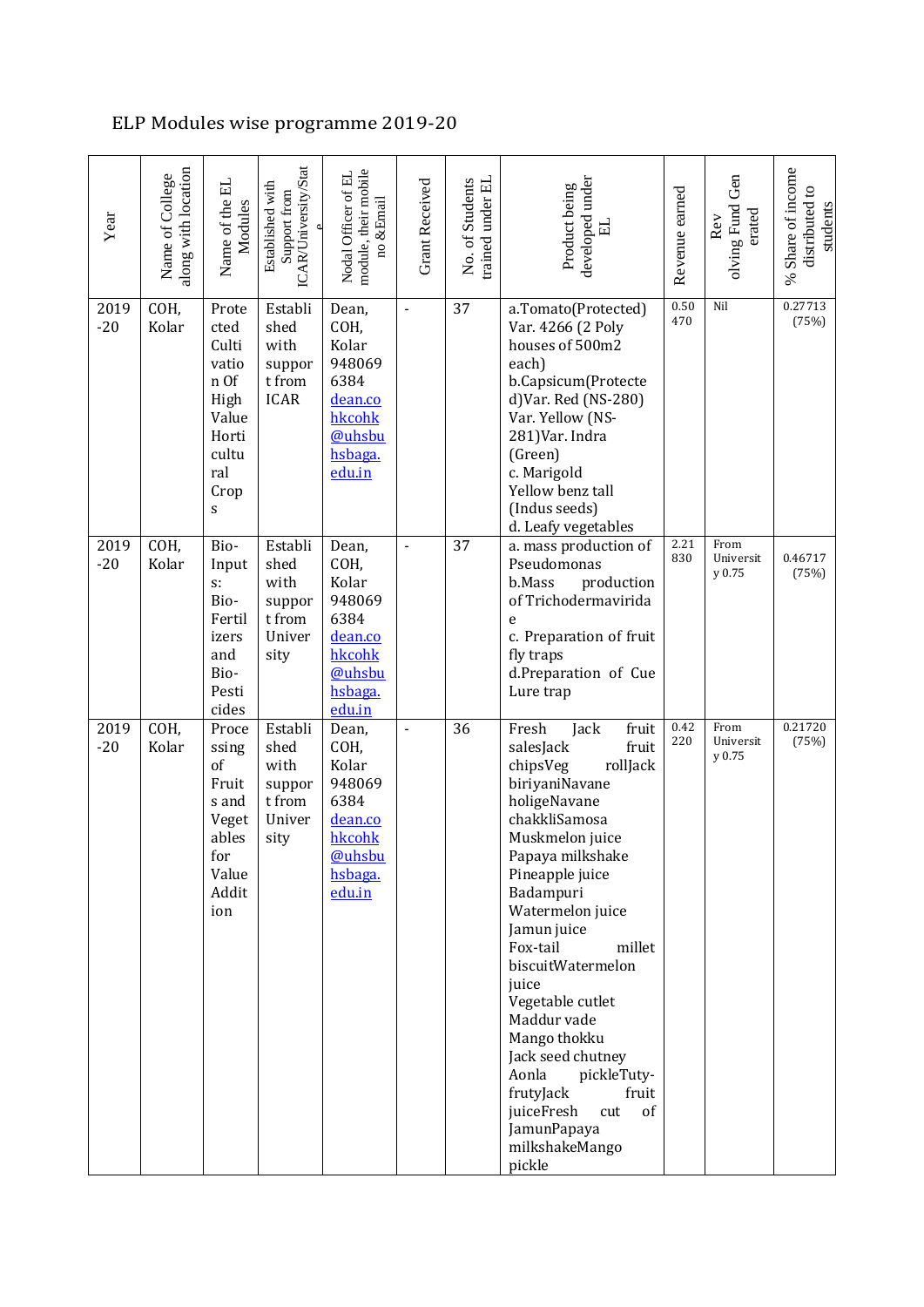ELP Modules wise programme 2019-20

| Year | Name of College along with location | Name of the EL Modules | Established with Support from ICAR/University/State | Nodal Officer of EL module, their mobile no &Email | Grant Received | No. of Students trained under EL | Product being developed under EL | Revenue earned | Revolving Fund Generated | % Share of income distributed to students |
|---|---|---|---|---|---|---|---|---|---|---|
| 2019-20 | COH, Kolar | Protected Cultivation Of High Value Horticultural Crops | Established with support from ICAR | Dean, COH, Kolar 9480696384 dean.cohkcohk@uhsbuhsbaga.edu.in | - | 37 | a.Tomato(Protected) Var. 4266 (2 Poly houses of 500m2 each) b.Capsicum(Protected)Var. Red (NS-280) Var. Yellow (NS-281)Var. Indra (Green) c. Marigold Yellow benz tall (Indus seeds) d. Leafy vegetables | 0.50470 | Nil | 0.27713 (75%) |
| 2019-20 | COH, Kolar | Bio-Inputs: Bio-Fertilizers and Bio-Pesticides | Established with support from University | Dean, COH, Kolar 9480696384 dean.cohkcohk@uhsbuhsbaga.edu.in | - | 37 | a. mass production of Pseudomonas b.Mass production of Trichodermavirida e c. Preparation of fruit fly traps d.Preparation of Cue Lure trap | 2.21830 | From University 0.75 | 0.46717 (75%) |
| 2019-20 | COH, Kolar | Processing of Fruits and Vegetables for Value Addition | Established with support from University | Dean, COH, Kolar 9480696384 dean.cohkcohk@uhsbuhsbaga.edu.in | - | 36 | Fresh Jack fruit salesJack fruit chipsVeg rollJack biriyaniNavane holigeNavane chakkliSamosa Muskmelon juice Papaya milkshake Pineapple juice Badampuri Watermelon juice Jamun juice Fox-tail millet biscuitWatermelon juice Vegetable cutlet Maddur vade Mango thokku Jack seed chutney Aonla pickleTuty-frutyJack fruit juiceFresh cut of JamunPapaya milkshakeMango pickle | 0.42220 | From University 0.75 | 0.21720 (75%) |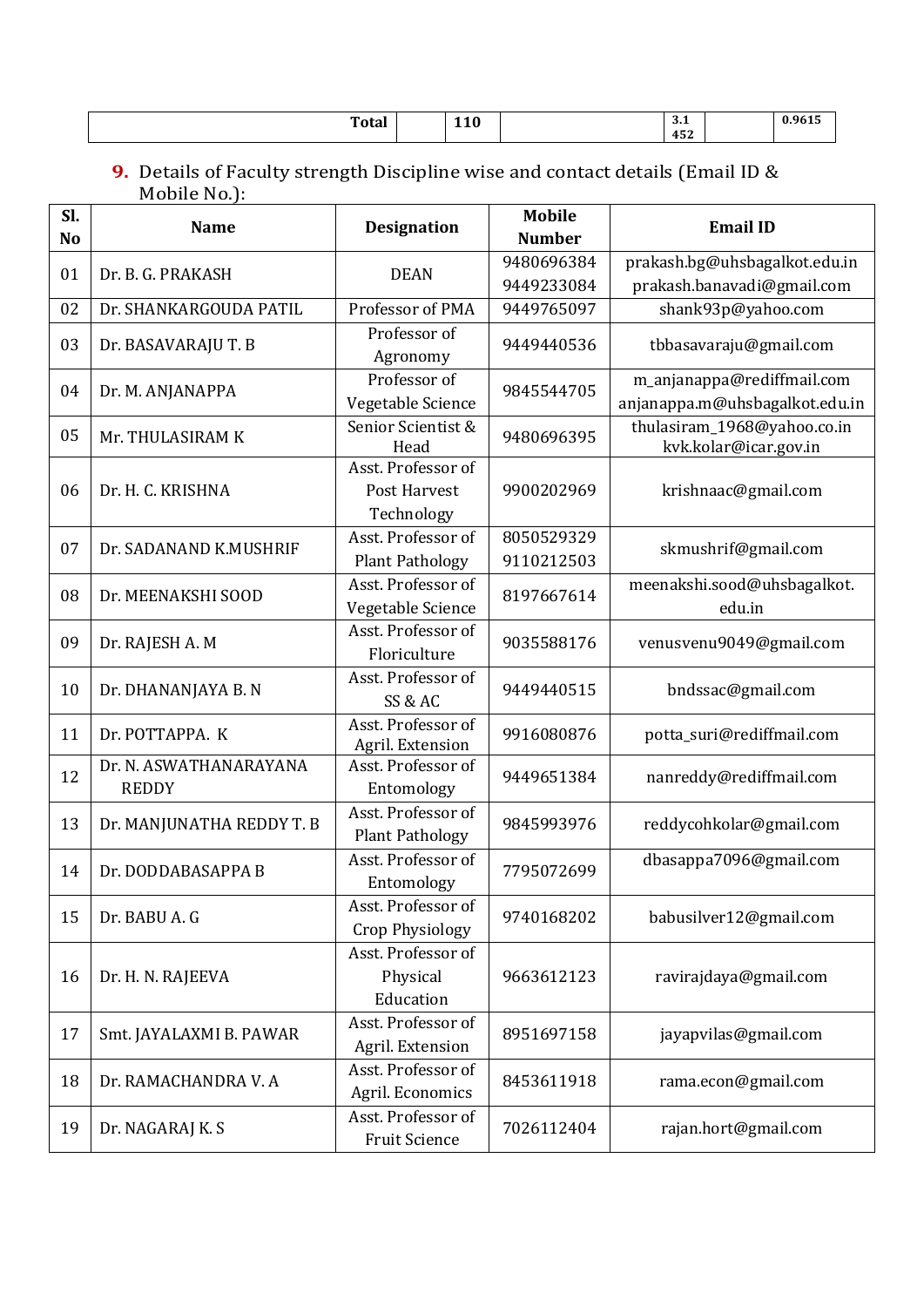| | | | | | | |
|---|---|---|---|---|---|---|
| Total | | 110 | | 3.1452 | | 0.9615 |

9. Details of Faculty strength Discipline wise and contact details (Email ID & Mobile No.):

| Sl. No | Name | Designation | Mobile Number | Email ID |
|---|---|---|---|---|
| 01 | Dr. B. G. PRAKASH | DEAN | 9480696384 9449233084 | prakash.bg@uhsbagalkot.edu.in prakash.banavadi@gmail.com |
| 02 | Dr. SHANKARGOUDA PATIL | Professor of PMA | 9449765097 | shank93p@yahoo.com |
| 03 | Dr. BASAVARAJU T. B | Professor of Agronomy | 9449440536 | tbbasavaraju@gmail.com |
| 04 | Dr. M. ANJANAPPA | Professor of Vegetable Science | 9845544705 | m_anjanappa@rediffmail.com anjanappa.m@uhsbagalkot.edu.in |
| 05 | Mr. THULASIRAM K | Senior Scientist & Head | 9480696395 | thulasiram_1968@yahoo.co.in kvk.kolar@icar.gov.in |
| 06 | Dr. H. C. KRISHNA | Asst. Professor of Post Harvest Technology | 9900202969 | krishnaac@gmail.com |
| 07 | Dr. SADANAND K.MUSHRIF | Asst. Professor of Plant Pathology | 8050529329 9110212503 | skmushrif@gmail.com |
| 08 | Dr. MEENAKSHI SOOD | Asst. Professor of Vegetable Science | 8197667614 | meenakshi.sood@uhsbagalkot.edu.in |
| 09 | Dr. RAJESH A. M | Asst. Professor of Floriculture | 9035588176 | venusvenu9049@gmail.com |
| 10 | Dr. DHANANJAYA B. N | Asst. Professor of SS & AC | 9449440515 | bndssac@gmail.com |
| 11 | Dr. POTTAPPA. K | Asst. Professor of Agril. Extension | 9916080876 | potta_suri@rediffmail.com |
| 12 | Dr. N. ASWATHANARAYANA REDDY | Asst. Professor of Entomology | 9449651384 | nanreddy@rediffmail.com |
| 13 | Dr. MANJUNATHA REDDY T. B | Asst. Professor of Plant Pathology | 9845993976 | reddycohkolar@gmail.com |
| 14 | Dr. DODDABASAPPA B | Asst. Professor of Entomology | 7795072699 | dbasappa7096@gmail.com |
| 15 | Dr. BABU A. G | Asst. Professor of Crop Physiology | 9740168202 | babusilver12@gmail.com |
| 16 | Dr. H. N. RAJEEVA | Asst. Professor of Physical Education | 9663612123 | ravirajdaya@gmail.com |
| 17 | Smt. JAYALAXMI B. PAWAR | Asst. Professor of Agril. Extension | 8951697158 | jayapvilas@gmail.com |
| 18 | Dr. RAMACHANDRA V. A | Asst. Professor of Agril. Economics | 8453611918 | rama.econ@gmail.com |
| 19 | Dr. NAGARAJ K. S | Asst. Professor of Fruit Science | 7026112404 | rajan.hort@gmail.com |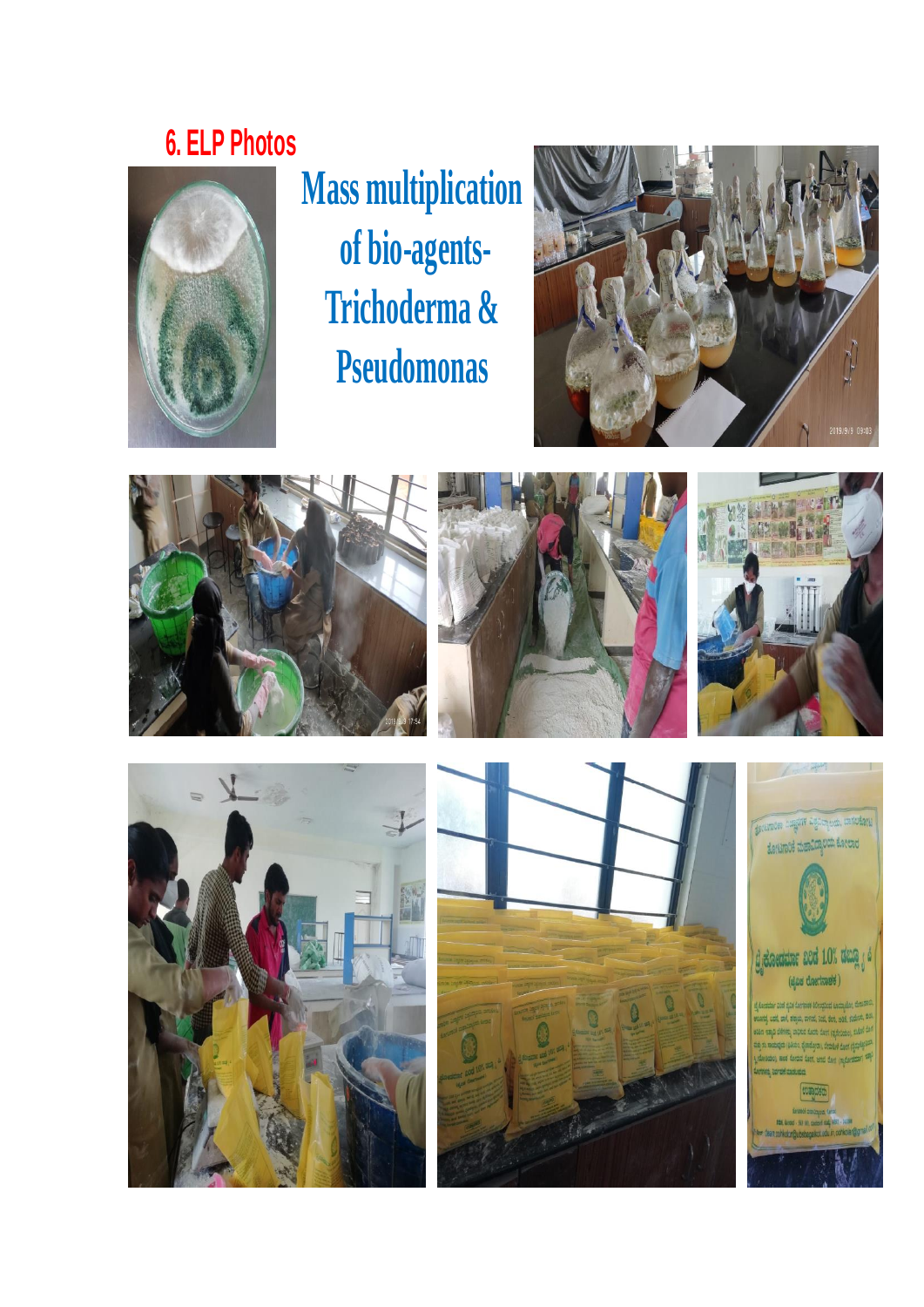## 6. ELP Photos

# Mass multiplication of bio-agents- Trichoderma & Pseudomonas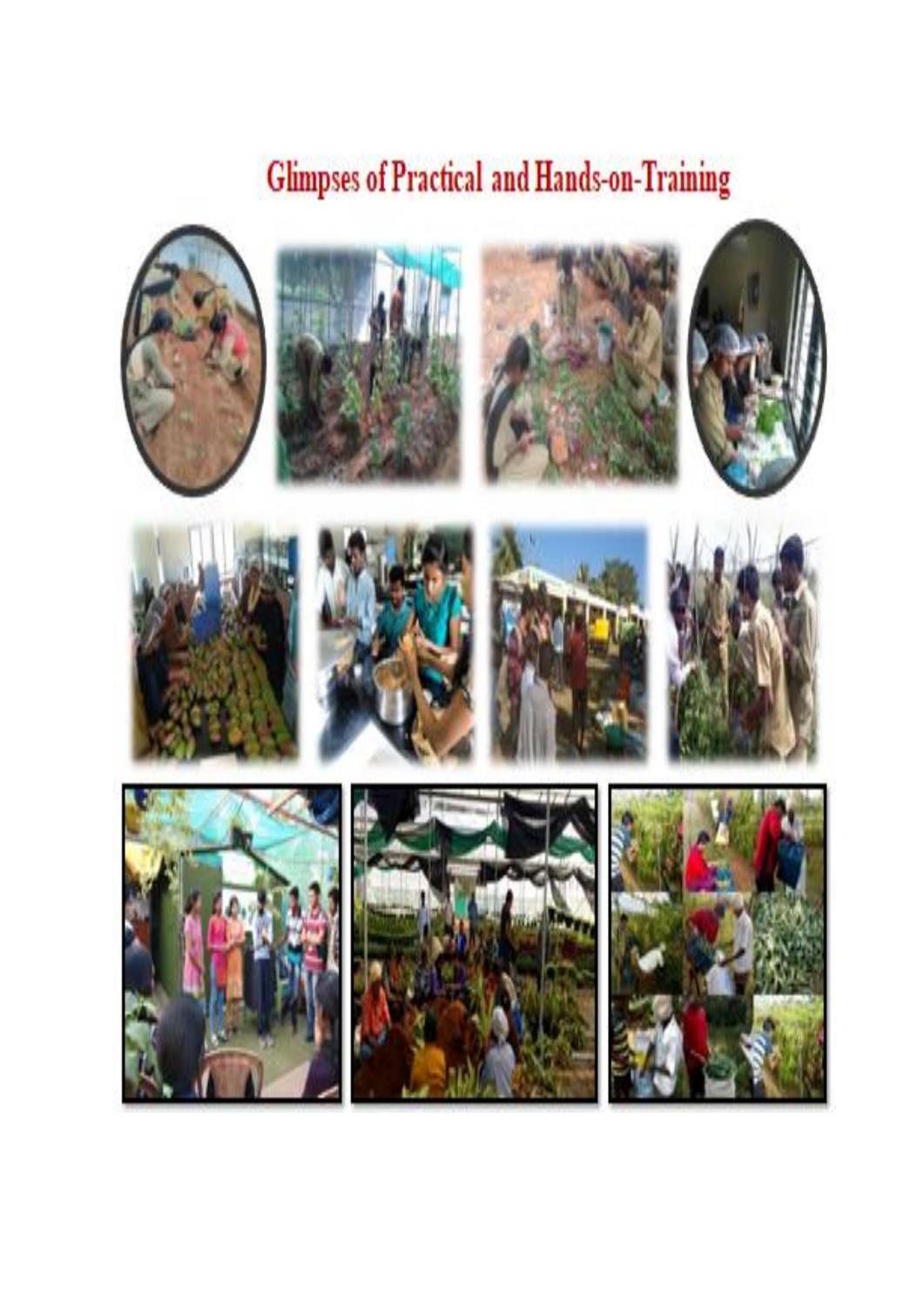# Glimpses of Practical and Hands-on-Training